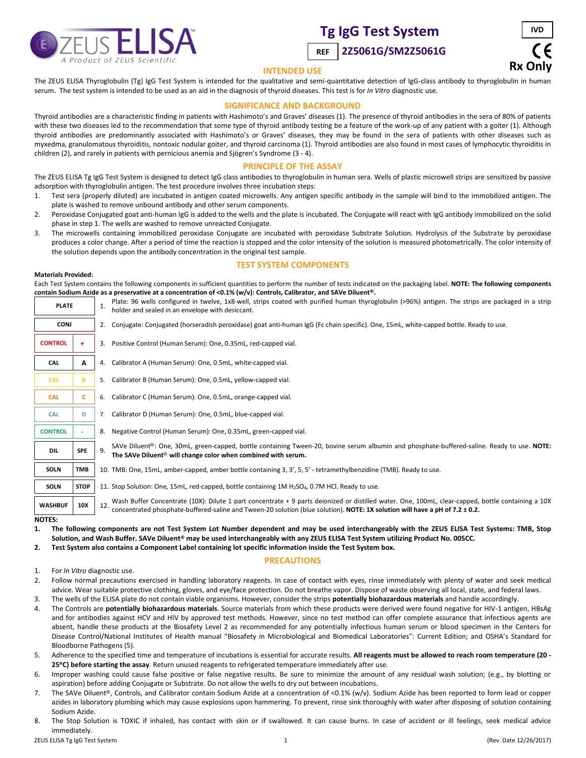# Tg IgG Test System

REF 2Z5061G/SM2Z5061G

IVD

CE

Rx Only

## INTENDED USE

The ZEUS ELISA Thyroglobulin (Tg) IgG Test System is intended for the qualitative and semi-quantitative detection of IgG-class antibody to thyroglobulin in human serum. The test system is intended to be used as an aid in the diagnosis of thyroid diseases. This test is for *In Vitro* diagnostic use.

## SIGNIFICANCE AND BACKGROUND

Thyroid antibodies are a characteristic finding in patients with Hashimoto's and Graves' diseases (1). The presence of thyroid antibodies in the sera of 80% of patients with these two diseases led to the recommendation that some type of thyroid antibody testing be a feature of the work-up of any patient with a goiter (1). Although thyroid antibodies are predominantly associated with Hashimoto's or Graves' diseases, they may be found in the sera of patients with other diseases such as myxedma, granulomatous thyroiditis, nontoxic nodular goiter, and thyroid carcinoma (1). Thyroid antibodies are also found in most cases of lymphocytic thyroiditis in children (2), and rarely in patients with pernicious anemia and Sjögren's Syndrome (3 - 4).

## PRINCIPLE OF THE ASSAY

The ZEUS ELISA Tg IgG Test System is designed to detect IgG class antibodies to thyroglobulin in human sera. Wells of plastic microwell strips are sensitized by passive adsorption with thyroglobulin antigen. The test procedure involves three incubation steps:

1. Test sera (properly diluted) are incubated in antigen coated microwells. Any antigen specific antibody in the sample will bind to the immobilized antigen. The plate is washed to remove unbound antibody and other serum components.
2. Peroxidase Conjugated goat anti-human IgG is added to the wells and the plate is incubated. The Conjugate will react with IgG antibody immobilized on the solid phase in step 1. The wells are washed to remove unreacted Conjugate.
3. The microwells containing immobilized peroxidase Conjugate are incubated with peroxidase Substrate Solution. Hydrolysis of the Substrate by peroxidase produces a color change. After a period of time the reaction is stopped and the color intensity of the solution is measured photometrically. The color intensity of the solution depends upon the antibody concentration in the original test sample.

## TEST SYSTEM COMPONENTS

**Materials Provided:**

Each Test System contains the following components in sufficient quantities to perform the number of tests indicated on the packaging label. **NOTE: The following components contain Sodium Azide as a preservative at a concentration of <0.1% (w/v): Controls, Calibrator, and SAVe Diluent®.**

| Symbol | | Component |
|---|---|---|
| PLATE | | 1. Plate: 96 wells configured in twelve, 1x8-well, strips coated with purified human thyroglobulin (>96%) antigen. The strips are packaged in a strip holder and sealed in an envelope with desiccant. |
| CONJ | | 2. Conjugate: Conjugated (horseradish peroxidase) goat anti-human IgG (Fc chain specific). One, 15mL, white-capped bottle. Ready to use. |
| CONTROL | + | 3. Positive Control (Human Serum): One, 0.35mL, red-capped vial. |
| CAL | A | 4. Calibrator A (Human Serum): One, 0.5mL, white-capped vial. |
| CAL | B | 5. Calibrator B (Human Serum): One, 0.5mL, yellow-capped vial. |
| CAL | C | 6. Calibrator C (Human Serum): One, 0.5mL, orange-capped vial. |
| CAL | D | 7. Calibrator D (Human Serum): One, 0.5mL, blue-capped vial. |
| CONTROL | - | 8. Negative Control (Human Serum): One, 0.35mL, green-capped vial. |
| DIL | SPE | 9. SAVe Diluent®: One, 30mL, green-capped, bottle containing Tween-20, bovine serum albumin and phosphate-buffered-saline. Ready to use. **NOTE: The SAVe Diluent® will change color when combined with serum.** |
| SOLN | TMB | 10. TMB: One, 15mL, amber-capped, amber bottle containing 3, 3', 5, 5' - tetramethylbenzidine (TMB). Ready to use. |
| SOLN | STOP | 11. Stop Solution: One, 15mL, red-capped, bottle containing 1M $H_2SO_4$, 0.7M HCl. Ready to use. |
| WASHBUF | 10X | 12. Wash Buffer Concentrate (10X): Dilute 1 part concentrate + 9 parts deionized or distilled water. One, 100mL, clear-capped, bottle containing a 10X concentrated phosphate-buffered-saline and Tween-20 solution (blue solution). **NOTE: 1X solution will have a pH of 7.2 ± 0.2.** |

**NOTES:**

1. **The following components are not Test System Lot Number dependent and may be used interchangeably with the ZEUS ELISA Test Systems: TMB, Stop Solution, and Wash Buffer. SAVe Diluent® may be used interchangeably with any ZEUS ELISA Test System utilizing Product No. 005CC.**
2. **Test System also contains a Component Label containing lot specific information inside the Test System box.**

## PRECAUTIONS

1. For *In Vitro* diagnostic use.
2. Follow normal precautions exercised in handling laboratory reagents. In case of contact with eyes, rinse immediately with plenty of water and seek medical advice. Wear suitable protective clothing, gloves, and eye/face protection. Do not breathe vapor. Dispose of waste observing all local, state, and federal laws.
3. The wells of the ELISA plate do not contain viable organisms. However, consider the strips **potentially biohazardous materials** and handle accordingly.
4. The Controls are **potentially biohazardous materials**. Source materials from which these products were derived were found negative for HIV-1 antigen, HBsAg and for antibodies against HCV and HIV by approved test methods. However, since no test method can offer complete assurance that infectious agents are absent, handle these products at the Biosafety Level 2 as recommended for any potentially infectious human serum or blood specimen in the Centers for Disease Control/National Institutes of Health manual "Biosafety in Microbiological and Biomedical Laboratories": Current Edition; and OSHA's Standard for Bloodborne Pathogens (5).
5. Adherence to the specified time and temperature of incubations is essential for accurate results. **All reagents must be allowed to reach room temperature (20 - 25°C) before starting the assay**. Return unused reagents to refrigerated temperature immediately after use.
6. Improper washing could cause false positive or false negative results. Be sure to minimize the amount of any residual wash solution; (e.g., by blotting or aspiration) before adding Conjugate or Substrate. Do not allow the wells to dry out between incubations.
7. The SAVe Diluent®, Controls, and Calibrator contain Sodium Azide at a concentration of <0.1% (w/v). Sodium Azide has been reported to form lead or copper azides in laboratory plumbing which may cause explosions upon hammering. To prevent, rinse sink thoroughly with water after disposing of solution containing Sodium Azide.
8. The Stop Solution is TOXIC if inhaled, has contact with skin or if swallowed. It can cause burns. In case of accident or ill feelings, seek medical advice immediately.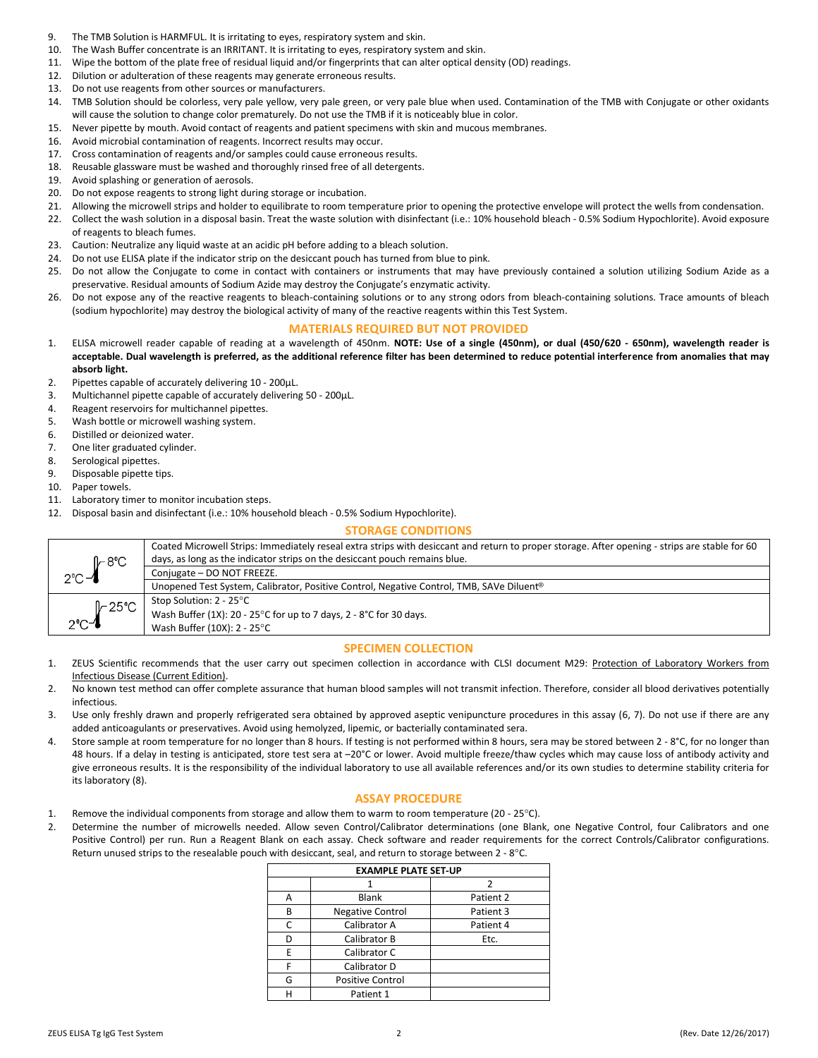9. The TMB Solution is HARMFUL. It is irritating to eyes, respiratory system and skin.
10. The Wash Buffer concentrate is an IRRITANT. It is irritating to eyes, respiratory system and skin.
11. Wipe the bottom of the plate free of residual liquid and/or fingerprints that can alter optical density (OD) readings.
12. Dilution or adulteration of these reagents may generate erroneous results.
13. Do not use reagents from other sources or manufacturers.
14. TMB Solution should be colorless, very pale yellow, very pale green, or very pale blue when used. Contamination of the TMB with Conjugate or other oxidants will cause the solution to change color prematurely. Do not use the TMB if it is noticeably blue in color.
15. Never pipette by mouth. Avoid contact of reagents and patient specimens with skin and mucous membranes.
16. Avoid microbial contamination of reagents. Incorrect results may occur.
17. Cross contamination of reagents and/or samples could cause erroneous results.
18. Reusable glassware must be washed and thoroughly rinsed free of all detergents.
19. Avoid splashing or generation of aerosols.
20. Do not expose reagents to strong light during storage or incubation.
21. Allowing the microwell strips and holder to equilibrate to room temperature prior to opening the protective envelope will protect the wells from condensation.
22. Collect the wash solution in a disposal basin. Treat the waste solution with disinfectant (i.e.: 10% household bleach - 0.5% Sodium Hypochlorite). Avoid exposure of reagents to bleach fumes.
23. Caution: Neutralize any liquid waste at an acidic pH before adding to a bleach solution.
24. Do not use ELISA plate if the indicator strip on the desiccant pouch has turned from blue to pink.
25. Do not allow the Conjugate to come in contact with containers or instruments that may have previously contained a solution utilizing Sodium Azide as a preservative. Residual amounts of Sodium Azide may destroy the Conjugate's enzymatic activity.
26. Do not expose any of the reactive reagents to bleach-containing solutions or to any strong odors from bleach-containing solutions. Trace amounts of bleach (sodium hypochlorite) may destroy the biological activity of many of the reactive reagents within this Test System.

## MATERIALS REQUIRED BUT NOT PROVIDED

1. ELISA microwell reader capable of reading at a wavelength of 450nm. **NOTE: Use of a single (450nm), or dual (450/620 - 650nm), wavelength reader is acceptable. Dual wavelength is preferred, as the additional reference filter has been determined to reduce potential interference from anomalies that may absorb light.**
2. Pipettes capable of accurately delivering 10 - 200µL.
3. Multichannel pipette capable of accurately delivering 50 - 200µL.
4. Reagent reservoirs for multichannel pipettes.
5. Wash bottle or microwell washing system.
6. Distilled or deionized water.
7. One liter graduated cylinder.
8. Serological pipettes.
9. Disposable pipette tips.
10. Paper towels.
11. Laboratory timer to monitor incubation steps.
12. Disposal basin and disinfectant (i.e.: 10% household bleach - 0.5% Sodium Hypochlorite).

## STORAGE CONDITIONS

| Temperature | Components |
|---|---|
| 2°C – 8°C | Coated Microwell Strips: Immediately reseal extra strips with desiccant and return to proper storage. After opening - strips are stable for 60 days, as long as the indicator strips on the desiccant pouch remains blue. |
| | Conjugate – DO NOT FREEZE. |
| | Unopened Test System, Calibrator, Positive Control, Negative Control, TMB, SAVe Diluent® |
| 2°C – 25°C | Stop Solution: 2 - 25°C<br>Wash Buffer (1X): 20 - 25°C for up to 7 days, 2 - 8°C for 30 days.<br>Wash Buffer (10X): 2 - 25°C |

## SPECIMEN COLLECTION

1. ZEUS Scientific recommends that the user carry out specimen collection in accordance with CLSI document M29: Protection of Laboratory Workers from Infectious Disease (Current Edition).
2. No known test method can offer complete assurance that human blood samples will not transmit infection. Therefore, consider all blood derivatives potentially infectious.
3. Use only freshly drawn and properly refrigerated sera obtained by approved aseptic venipuncture procedures in this assay (6, 7). Do not use if there are any added anticoagulants or preservatives. Avoid using hemolyzed, lipemic, or bacterially contaminated sera.
4. Store sample at room temperature for no longer than 8 hours. If testing is not performed within 8 hours, sera may be stored between 2 - 8°C, for no longer than 48 hours. If a delay in testing is anticipated, store test sera at –20°C or lower. Avoid multiple freeze/thaw cycles which may cause loss of antibody activity and give erroneous results. It is the responsibility of the individual laboratory to use all available references and/or its own studies to determine stability criteria for its laboratory (8).

## ASSAY PROCEDURE

1. Remove the individual components from storage and allow them to warm to room temperature (20 - 25°C).
2. Determine the number of microwells needed. Allow seven Control/Calibrator determinations (one Blank, one Negative Control, four Calibrators and one Positive Control) per run. Run a Reagent Blank on each assay. Check software and reader requirements for the correct Controls/Calibrator configurations. Return unused strips to the resealable pouch with desiccant, seal, and return to storage between 2 - 8°C.

**EXAMPLE PLATE SET-UP**

| | 1 | 2 |
|---|---|---|
| A | Blank | Patient 2 |
| B | Negative Control | Patient 3 |
| C | Calibrator A | Patient 4 |
| D | Calibrator B | Etc. |
| E | Calibrator C | |
| F | Calibrator D | |
| G | Positive Control | |
| H | Patient 1 | |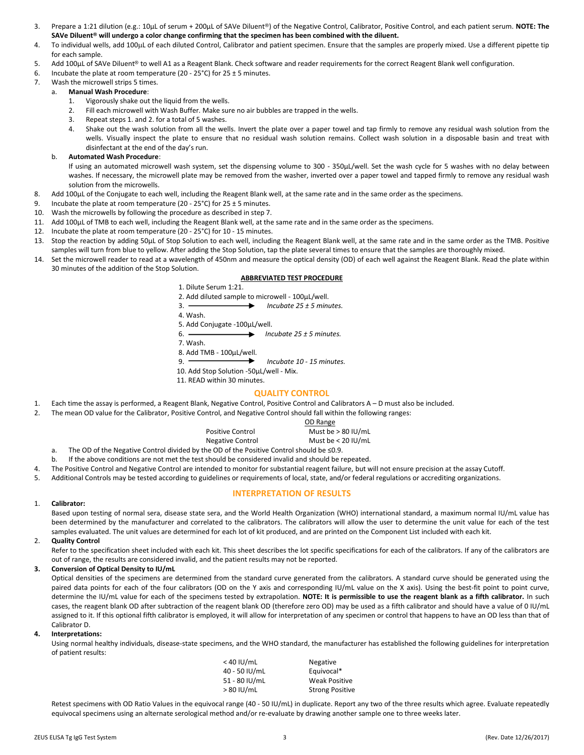3. Prepare a 1:21 dilution (e.g.: 10µL of serum + 200µL of SAVe Diluent®) of the Negative Control, Calibrator, Positive Control, and each patient serum. **NOTE: The SAVe Diluent® will undergo a color change confirming that the specimen has been combined with the diluent.**
4. To individual wells, add 100µL of each diluted Control, Calibrator and patient specimen. Ensure that the samples are properly mixed. Use a different pipette tip for each sample.
5. Add 100µL of SAVe Diluent® to well A1 as a Reagent Blank. Check software and reader requirements for the correct Reagent Blank well configuration.
6. Incubate the plate at room temperature (20 - 25°C) for 25 ± 5 minutes.
7. Wash the microwell strips 5 times.
   a. **Manual Wash Procedure**:
      1. Vigorously shake out the liquid from the wells.
      2. Fill each microwell with Wash Buffer. Make sure no air bubbles are trapped in the wells.
      3. Repeat steps 1. and 2. for a total of 5 washes.
      4. Shake out the wash solution from all the wells. Invert the plate over a paper towel and tap firmly to remove any residual wash solution from the wells. Visually inspect the plate to ensure that no residual wash solution remains. Collect wash solution in a disposable basin and treat with disinfectant at the end of the day's run.
   b. **Automated Wash Procedure**:
      If using an automated microwell wash system, set the dispensing volume to 300 - 350µL/well. Set the wash cycle for 5 washes with no delay between washes. If necessary, the microwell plate may be removed from the washer, inverted over a paper towel and tapped firmly to remove any residual wash solution from the microwells.
8. Add 100µL of the Conjugate to each well, including the Reagent Blank well, at the same rate and in the same order as the specimens.
9. Incubate the plate at room temperature (20 - 25°C) for 25 ± 5 minutes.
10. Wash the microwells by following the procedure as described in step 7.
11. Add 100µL of TMB to each well, including the Reagent Blank well, at the same rate and in the same order as the specimens.
12. Incubate the plate at room temperature (20 - 25°C) for 10 - 15 minutes.
13. Stop the reaction by adding 50µL of Stop Solution to each well, including the Reagent Blank well, at the same rate and in the same order as the TMB. Positive samples will turn from blue to yellow. After adding the Stop Solution, tap the plate several times to ensure that the samples are thoroughly mixed.
14. Set the microwell reader to read at a wavelength of 450nm and measure the optical density (OD) of each well against the Reagent Blank. Read the plate within 30 minutes of the addition of the Stop Solution.

**ABBREVIATED TEST PROCEDURE**

1. Dilute Serum 1:21.
2. Add diluted sample to microwell - 100µL/well.
3. ⟶ *Incubate 25 ± 5 minutes.*
4. Wash.
5. Add Conjugate -100µL/well.
6. ⟶ *Incubate 25 ± 5 minutes.*
7. Wash.
8. Add TMB - 100µL/well.
9. ⟶ *Incubate 10 - 15 minutes.*
10. Add Stop Solution -50µL/well - Mix.
11. READ within 30 minutes.

## QUALITY CONTROL

1. Each time the assay is performed, a Reagent Blank, Negative Control, Positive Control and Calibrators A – D must also be included.
2. The mean OD value for the Calibrator, Positive Control, and Negative Control should fall within the following ranges:

| | OD Range |
|---|---|
| Positive Control | Must be > 80 IU/mL |
| Negative Control | Must be < 20 IU/mL |

   a. The OD of the Negative Control divided by the OD of the Positive Control should be ≤0.9.
   b. If the above conditions are not met the test should be considered invalid and should be repeated.
4. The Positive Control and Negative Control are intended to monitor for substantial reagent failure, but will not ensure precision at the assay Cutoff.
5. Additional Controls may be tested according to guidelines or requirements of local, state, and/or federal regulations or accrediting organizations.

## INTERPRETATION OF RESULTS

1. **Calibrator:**
   Based upon testing of normal sera, disease state sera, and the World Health Organization (WHO) international standard, a maximum normal IU/mL value has been determined by the manufacturer and correlated to the calibrators. The calibrators will allow the user to determine the unit value for each of the test samples evaluated. The unit values are determined for each lot of kit produced, and are printed on the Component List included with each kit.
2. **Quality Control**
   Refer to the specification sheet included with each kit. This sheet describes the lot specific specifications for each of the calibrators. If any of the calibrators are out of range, the results are considered invalid, and the patient results may not be reported.
3. **Conversion of Optical Density to IU/mL**
   Optical densities of the specimens are determined from the standard curve generated from the calibrators. A standard curve should be generated using the paired data points for each of the four calibrators (OD on the Y axis and corresponding IU/mL value on the X axis). Using the best-fit point to point curve, determine the IU/mL value for each of the specimens tested by extrapolation. **NOTE: It is permissible to use the reagent blank as a fifth calibrator.** In such cases, the reagent blank OD after subtraction of the reagent blank OD (therefore zero OD) may be used as a fifth calibrator and should have a value of 0 IU/mL assigned to it. If this optional fifth calibrator is employed, it will allow for interpretation of any specimen or control that happens to have an OD less than that of Calibrator D.
4. **Interpretations:**
   Using normal healthy individuals, disease-state specimens, and the WHO standard, the manufacturer has established the following guidelines for interpretation of patient results:

| | |
|---|---|
| < 40 IU/mL | Negative |
| 40 - 50 IU/mL | Equivocal* |
| 51 - 80 IU/mL | Weak Positive |
| > 80 IU/mL | Strong Positive |

Retest specimens with OD Ratio Values in the equivocal range (40 - 50 IU/mL) in duplicate. Report any two of the three results which agree. Evaluate repeatedly equivocal specimens using an alternate serological method and/or re-evaluate by drawing another sample one to three weeks later.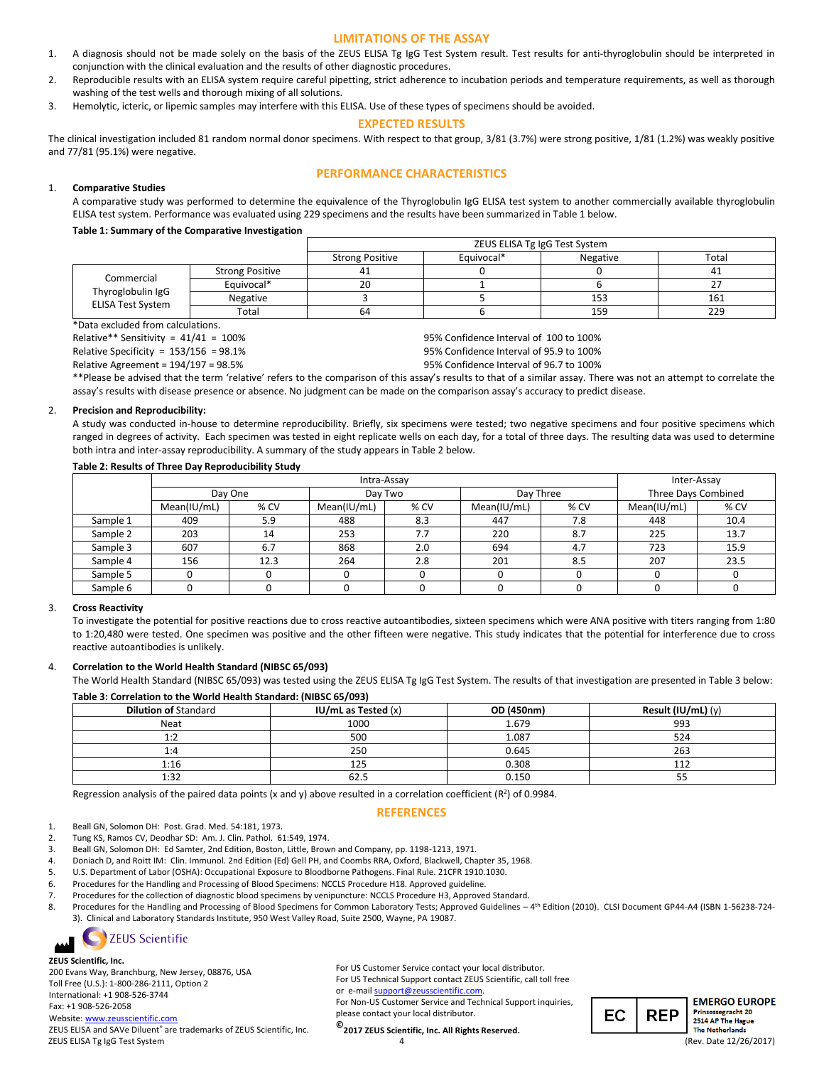## LIMITATIONS OF THE ASSAY

1. A diagnosis should not be made solely on the basis of the ZEUS ELISA Tg IgG Test System result. Test results for anti-thyroglobulin should be interpreted in conjunction with the clinical evaluation and the results of other diagnostic procedures.
2. Reproducible results with an ELISA system require careful pipetting, strict adherence to incubation periods and temperature requirements, as well as thorough washing of the test wells and thorough mixing of all solutions.
3. Hemolytic, icteric, or lipemic samples may interfere with this ELISA. Use of these types of specimens should be avoided.

## EXPECTED RESULTS

The clinical investigation included 81 random normal donor specimens. With respect to that group, 3/81 (3.7%) were strong positive, 1/81 (1.2%) was weakly positive and 77/81 (95.1%) were negative.

## PERFORMANCE CHARACTERISTICS

1. **Comparative Studies**

   A comparative study was performed to determine the equivalence of the Thyroglobulin IgG ELISA test system to another commercially available thyroglobulin ELISA test system. Performance was evaluated using 229 specimens and the results have been summarized in Table 1 below.

**Table 1: Summary of the Comparative Investigation**

| | | ZEUS ELISA Tg IgG Test System | | | |
|---|---|---|---|---|---|
| | | Strong Positive | Equivocal* | Negative | Total |
| Commercial Thyroglobulin IgG ELISA Test System | Strong Positive | 41 | 0 | 0 | 41 |
| | Equivocal* | 20 | 1 | 6 | 27 |
| | Negative | 3 | 5 | 153 | 161 |
| | Total | 64 | 6 | 159 | 229 |

*Data excluded from calculations.

Relative** Sensitivity = 41/41 = 100% — 95% Confidence Interval of 100 to 100%

Relative Specificity = 153/156 = 98.1% — 95% Confidence Interval of 95.9 to 100%

Relative Agreement = 194/197 = 98.5% — 95% Confidence Interval of 96.7 to 100%

**Please be advised that the term 'relative' refers to the comparison of this assay's results to that of a similar assay. There was not an attempt to correlate the assay's results with disease presence or absence. No judgment can be made on the comparison assay's accuracy to predict disease.

2. **Precision and Reproducibility:**

   A study was conducted in-house to determine reproducibility. Briefly, six specimens were tested; two negative specimens and four positive specimens which ranged in degrees of activity. Each specimen was tested in eight replicate wells on each day, for a total of three days. The resulting data was used to determine both intra and inter-assay reproducibility. A summary of the study appears in Table 2 below.

**Table 2: Results of Three Day Reproducibility Study**

| | Intra-Assay | | | | | | Inter-Assay | |
|---|---|---|---|---|---|---|---|---|
| | Day One | | Day Two | | Day Three | | Three Days Combined | |
| | Mean(IU/mL) | % CV | Mean(IU/mL) | % CV | Mean(IU/mL) | % CV | Mean(IU/mL) | % CV |
| Sample 1 | 409 | 5.9 | 488 | 8.3 | 447 | 7.8 | 448 | 10.4 |
| Sample 2 | 203 | 14 | 253 | 7.7 | 220 | 8.7 | 225 | 13.7 |
| Sample 3 | 607 | 6.7 | 868 | 2.0 | 694 | 4.7 | 723 | 15.9 |
| Sample 4 | 156 | 12.3 | 264 | 2.8 | 201 | 8.5 | 207 | 23.5 |
| Sample 5 | 0 | 0 | 0 | 0 | 0 | 0 | 0 | 0 |
| Sample 6 | 0 | 0 | 0 | 0 | 0 | 0 | 0 | 0 |

3. **Cross Reactivity**

   To investigate the potential for positive reactions due to cross reactive autoantibodies, sixteen specimens which were ANA positive with titers ranging from 1:80 to 1:20,480 were tested. One specimen was positive and the other fifteen were negative. This study indicates that the potential for interference due to cross reactive autoantibodies is unlikely.

4. **Correlation to the World Health Standard (NIBSC 65/093)**

   The World Health Standard (NIBSC 65/093) was tested using the ZEUS ELISA Tg IgG Test System. The results of that investigation are presented in Table 3 below:

**Table 3: Correlation to the World Health Standard: (NIBSC 65/093)**

| **Dilution of** Standard | **IU/mL as Tested** (x) | **OD (450nm)** | **Result (IU/mL)** (y) |
|---|---|---|---|
| Neat | 1000 | 1.679 | 993 |
| 1:2 | 500 | 1.087 | 524 |
| 1:4 | 250 | 0.645 | 263 |
| 1:16 | 125 | 0.308 | 112 |
| 1:32 | 62.5 | 0.150 | 55 |

Regression analysis of the paired data points (x and y) above resulted in a correlation coefficient ($R^2$) of 0.9984.

## REFERENCES

1. Beall GN, Solomon DH: Post. Grad. Med. 54:181, 1973.
2. Tung KS, Ramos CV, Deodhar SD: Am. J. Clin. Pathol. 61:549, 1974.
3. Beall GN, Solomon DH: Ed Samter, 2nd Edition, Boston, Little, Brown and Company, pp. 1198-1213, 1971.
4. Doniach D, and Roitt IM: Clin. Immunol. 2nd Edition (Ed) Gell PH, and Coombs RRA, Oxford, Blackwell, Chapter 35, 1968.
5. U.S. Department of Labor (OSHA): Occupational Exposure to Bloodborne Pathogens. Final Rule. 21CFR 1910.1030.
6. Procedures for the Handling and Processing of Blood Specimens: NCCLS Procedure H18. Approved guideline.
7. Procedures for the collection of diagnostic blood specimens by venipuncture: NCCLS Procedure H3, Approved Standard.
8. Procedures for the Handling and Processing of Blood Specimens for Common Laboratory Tests; Approved Guidelines – 4th Edition (2010). CLSI Document GP44-A4 (ISBN 1-56238-724-3). Clinical and Laboratory Standards Institute, 950 West Valley Road, Suite 2500, Wayne, PA 19087.

ZEUS Scientific

**ZEUS Scientific, Inc.**
200 Evans Way, Branchburg, New Jersey, 08876, USA
Toll Free (U.S.): 1-800-286-2111, Option 2
International: +1 908-526-3744
Fax: +1 908-526-2058
Website: www.zeusscientific.com
ZEUS ELISA and SAVe Diluent® are trademarks of ZEUS Scientific, Inc.
ZEUS ELISA Tg IgG Test System

For US Customer Service contact your local distributor.
For US Technical Support contact ZEUS Scientific, call toll free or e-mail support@zeusscientific.com.
For Non-US Customer Service and Technical Support inquiries, please contact your local distributor.

**©2017 ZEUS Scientific, Inc. All Rights Reserved.**

EC REP
**EMERGO EUROPE**
Prinsessegracht 20
2514 AP The Hague
The Netherlands

(Rev. Date 12/26/2017)